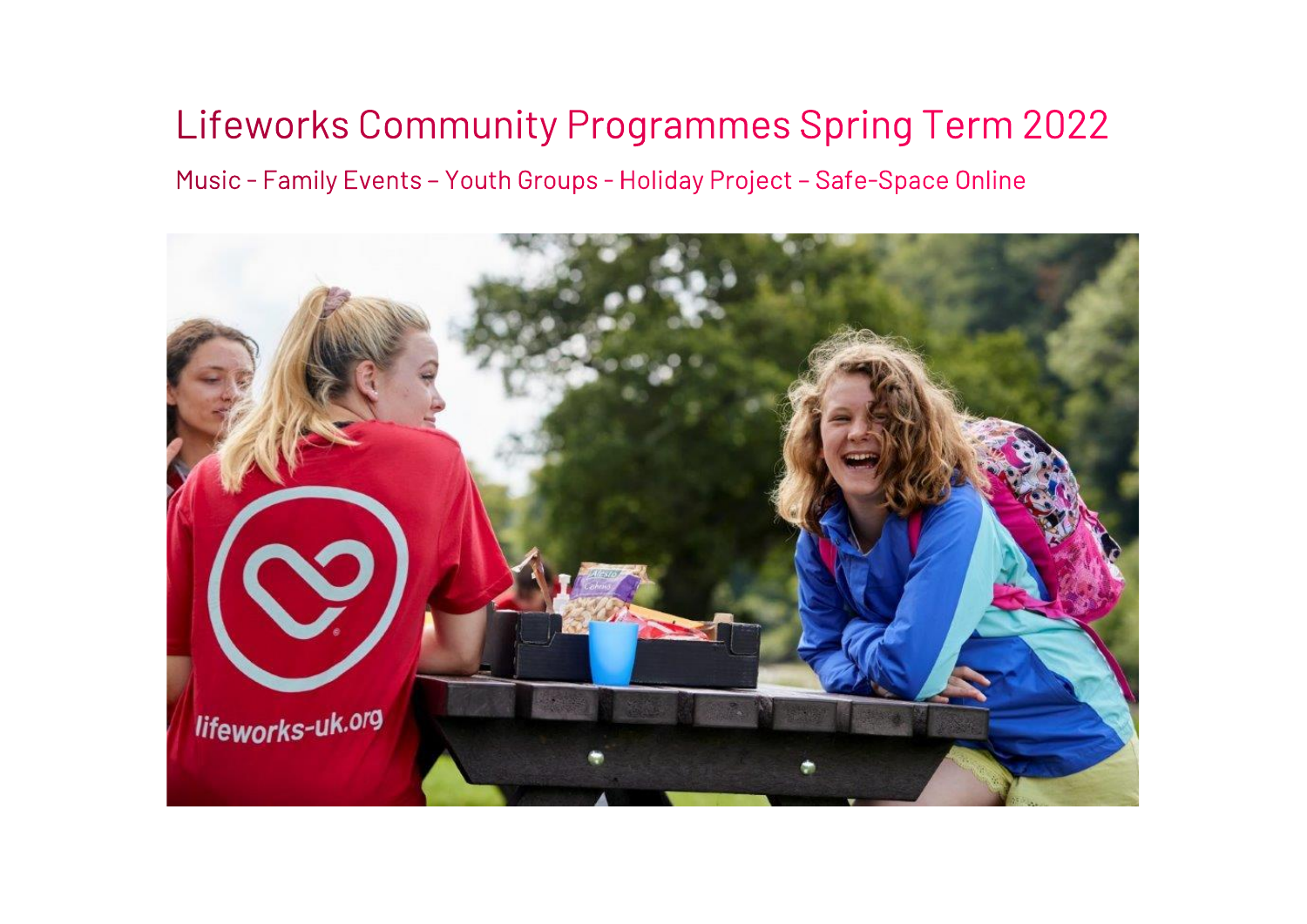# Lifeworks Community Programmes Spring Term 2022

Music - Family Events – Youth Groups - Holiday Project – Safe-Space Online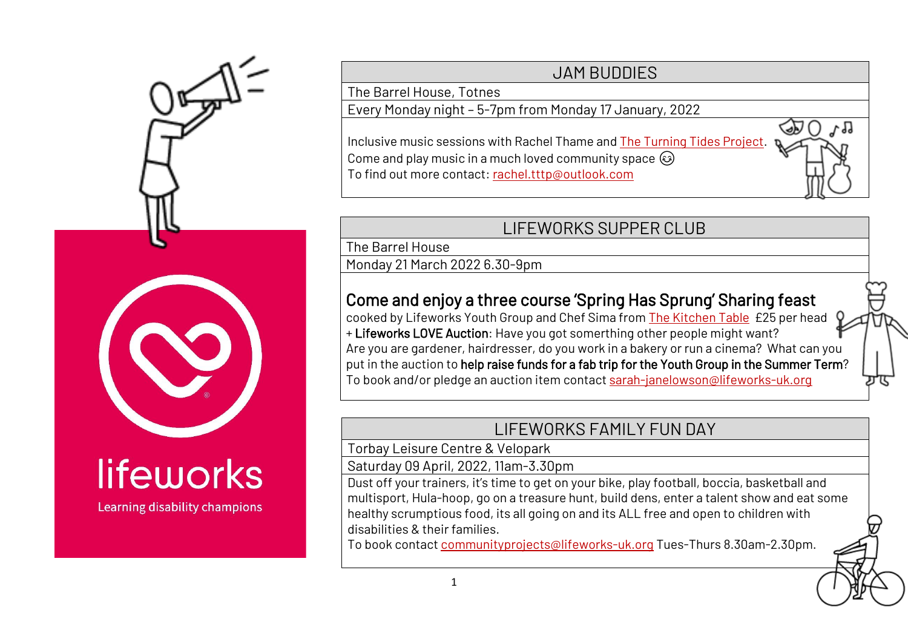lifeworks

Learning disability champions

## JAM BUDDIES

The Barrel House, Totnes

Every Monday night – 5-7pm from Monday 17 January, 2022

Inclusive music sessions with Rachel Thame and The Turning Tides Project.
Come and play music in a much loved community space 😉
To find out more contact: rachel.tttp@outlook.com

## LIFEWORKS SUPPER CLUB

The Barrel House

Monday 21 March 2022 6.30-9pm

### Come and enjoy a three course 'Spring Has Sprung' Sharing feast

cooked by Lifeworks Youth Group and Chef Sima from The Kitchen Table £25 per head
\+ **Lifeworks LOVE Auction**: Have you got somerthing other people might want?
Are you are gardener, hairdresser, do you work in a bakery or run a cinema? What can you put in the auction to **help raise funds for a fab trip for the Youth Group in the Summer Term**?
To book and/or pledge an auction item contact sarah-janelowson@lifeworks-uk.org

## LIFEWORKS FAMILY FUN DAY

Torbay Leisure Centre & Velopark

Saturday 09 April, 2022, 11am-3.30pm

Dust off your trainers, it's time to get on your bike, play football, boccia, basketball and multisport, Hula-hoop, go on a treasure hunt, build dens, enter a talent show and eat some healthy scrumptious food, its all going on and its ALL free and open to children with disabilities & their families.
To book contact communityprojects@lifeworks-uk.org Tues-Thurs 8.30am-2.30pm.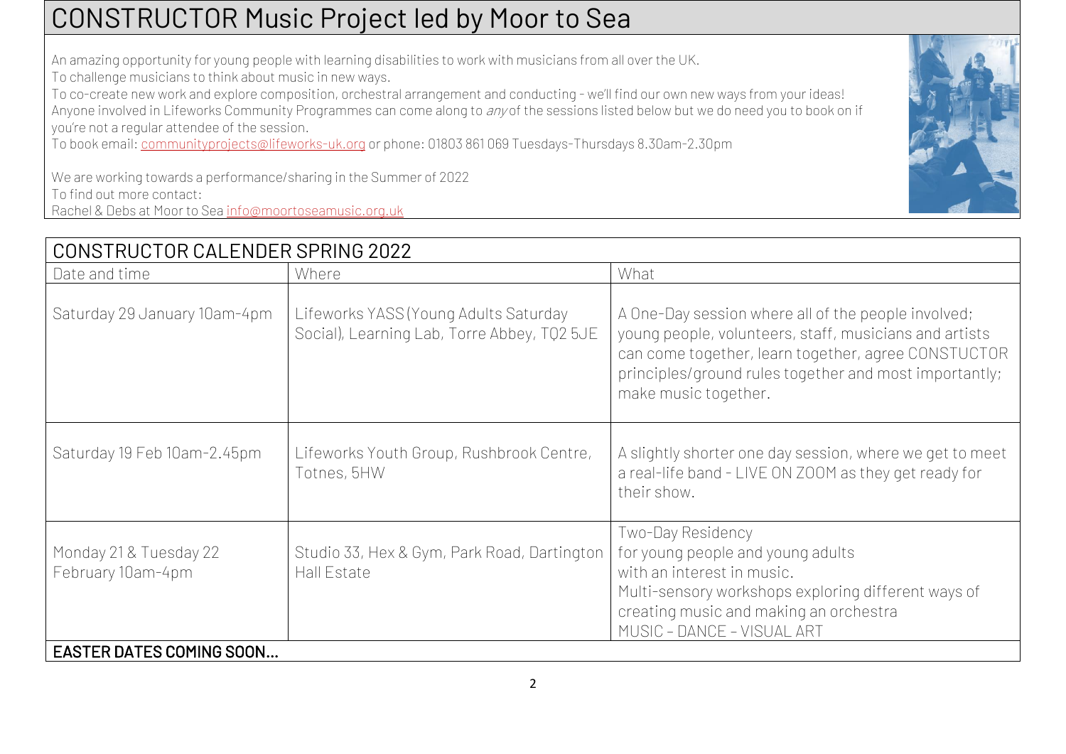# CONSTRUCTOR Music Project led by Moor to Sea

An amazing opportunity for young people with learning disabilities to work with musicians from all over the UK.
To challenge musicians to think about music in new ways.
To co-create new work and explore composition, orchestral arrangement and conducting - we'll find our own new ways from your ideas!
Anyone involved in Lifeworks Community Programmes can come along to *any* of the sessions listed below but we do need you to book on if you're not a regular attendee of the session.
To book email: communityprojects@lifeworks-uk.org or phone: 01803 861 069 Tuesdays-Thursdays 8.30am-2.30pm

We are working towards a performance/sharing in the Summer of 2022
To find out more contact:
Rachel & Debs at Moor to Sea info@moortoseamusic.org.uk

## CONSTRUCTOR CALENDER SPRING 2022

| Date and time | Where | What |
|---|---|---|
| Saturday 29 January 10am-4pm | Lifeworks YASS (Young Adults Saturday Social), Learning Lab, Torre Abbey, TQ2 5JE | A One-Day session where all of the people involved; young people, volunteers, staff, musicians and artists can come together, learn together, agree CONSTUCTOR principles/ground rules together and most importantly; make music together. |
| Saturday 19 Feb 10am-2.45pm | Lifeworks Youth Group, Rushbrook Centre, Totnes, 5HW | A slightly shorter one day session, where we get to meet a real-life band - LIVE ON ZOOM as they get ready for their show. |
| Monday 21 & Tuesday 22 February 10am-4pm | Studio 33, Hex & Gym, Park Road, Dartington Hall Estate | Two-Day Residency for young people and young adults with an interest in music. Multi-sensory workshops exploring different ways of creating music and making an orchestra MUSIC – DANCE – VISUAL ART |
| **EASTER DATES COMING SOON…** | | |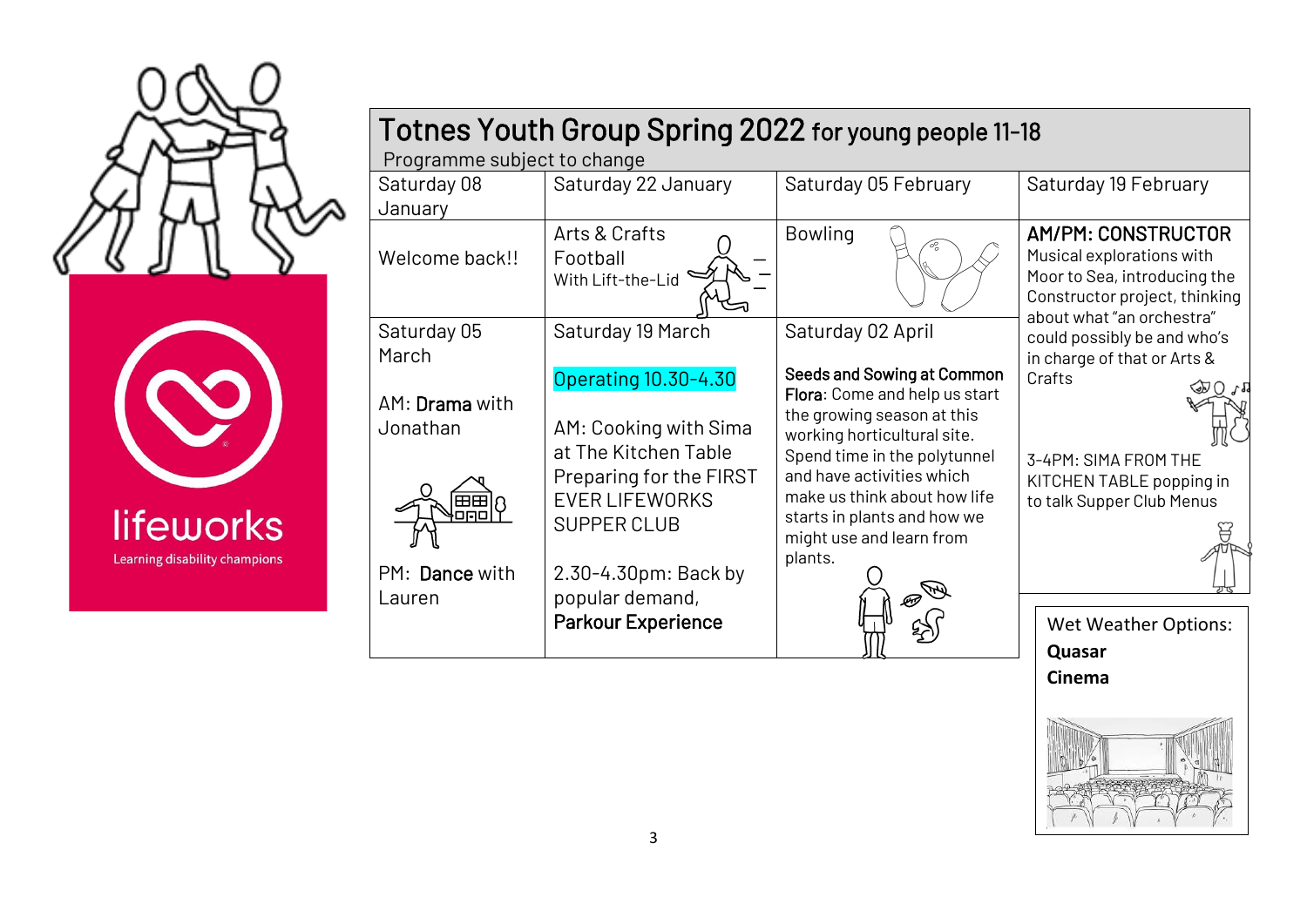lifeworks

Learning disability champions

# Totnes Youth Group Spring 2022 for young people 11-18

Programme subject to change

| Saturday 08 January | Saturday 22 January | Saturday 05 February | Saturday 19 February |
|---|---|---|---|
| Welcome back!! | Arts & Crafts<br>Football<br>With Lift-the-Lid | Bowling | **AM/PM: CONSTRUCTOR**<br>Musical explorations with Moor to Sea, introducing the Constructor project, thinking about what "an orchestra" could possibly be and who's in charge of that or Arts & Crafts<br><br>3-4PM: SIMA FROM THE KITCHEN TABLE popping in to talk Supper Club Menus |
| Saturday 05 March<br><br>AM: **Drama** with Jonathan<br><br>PM: **Dance** with Lauren | Saturday 19 March<br><br>Operating 10.30-4.30<br><br>AM: Cooking with Sima at The Kitchen Table Preparing for the FIRST EVER LIFEWORKS SUPPER CLUB<br><br>2.30-4.30pm: Back by popular demand, **Parkour Experience** | Saturday 02 April<br><br>**Seeds and Sowing at Common Flora**: Come and help us start the growing season at this working horticultural site. Spend time in the polytunnel and have activities which make us think about how life starts in plants and how we might use and learn from plants. | |

Wet Weather Options:
**Quasar**
**Cinema**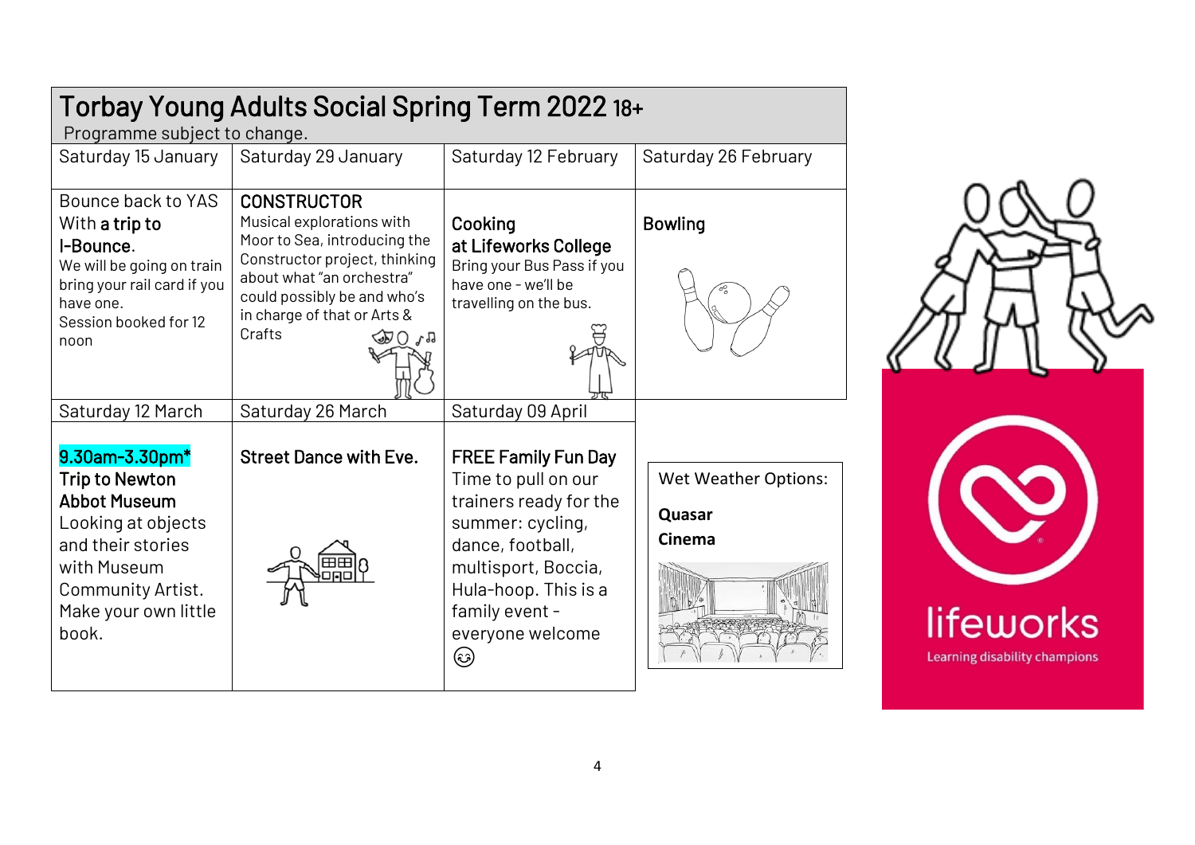# Torbay Young Adults Social Spring Term 2022 18+

Programme subject to change.

| Saturday 15 January | Saturday 29 January | Saturday 12 February | Saturday 26 February |
|---|---|---|---|
| Bounce back to YAS With **a trip to I-Bounce**. We will be going on train bring your rail card if you have one. Session booked for 12 noon | **CONSTRUCTOR** Musical explorations with Moor to Sea, introducing the Constructor project, thinking about what "an orchestra" could possibly be and who's in charge of that or Arts & Crafts | **Cooking at Lifeworks College** Bring your Bus Pass if you have one - we'll be travelling on the bus. | **Bowling** |
| **Saturday 12 March** | **Saturday 26 March** | **Saturday 09 April** | |
| **9.30am-3.30pm*** **Trip to Newton Abbot Museum** Looking at objects and their stories with Museum Community Artist. Make your own little book. | **Street Dance with Eve.** | **FREE Family Fun Day** Time to pull on our trainers ready for the summer: cycling, dance, football, multisport, Boccia, Hula-hoop. This is a family event - everyone welcome 😊 | Wet Weather Options: **Quasar** **Cinema** |

lifeworks

Learning disability champions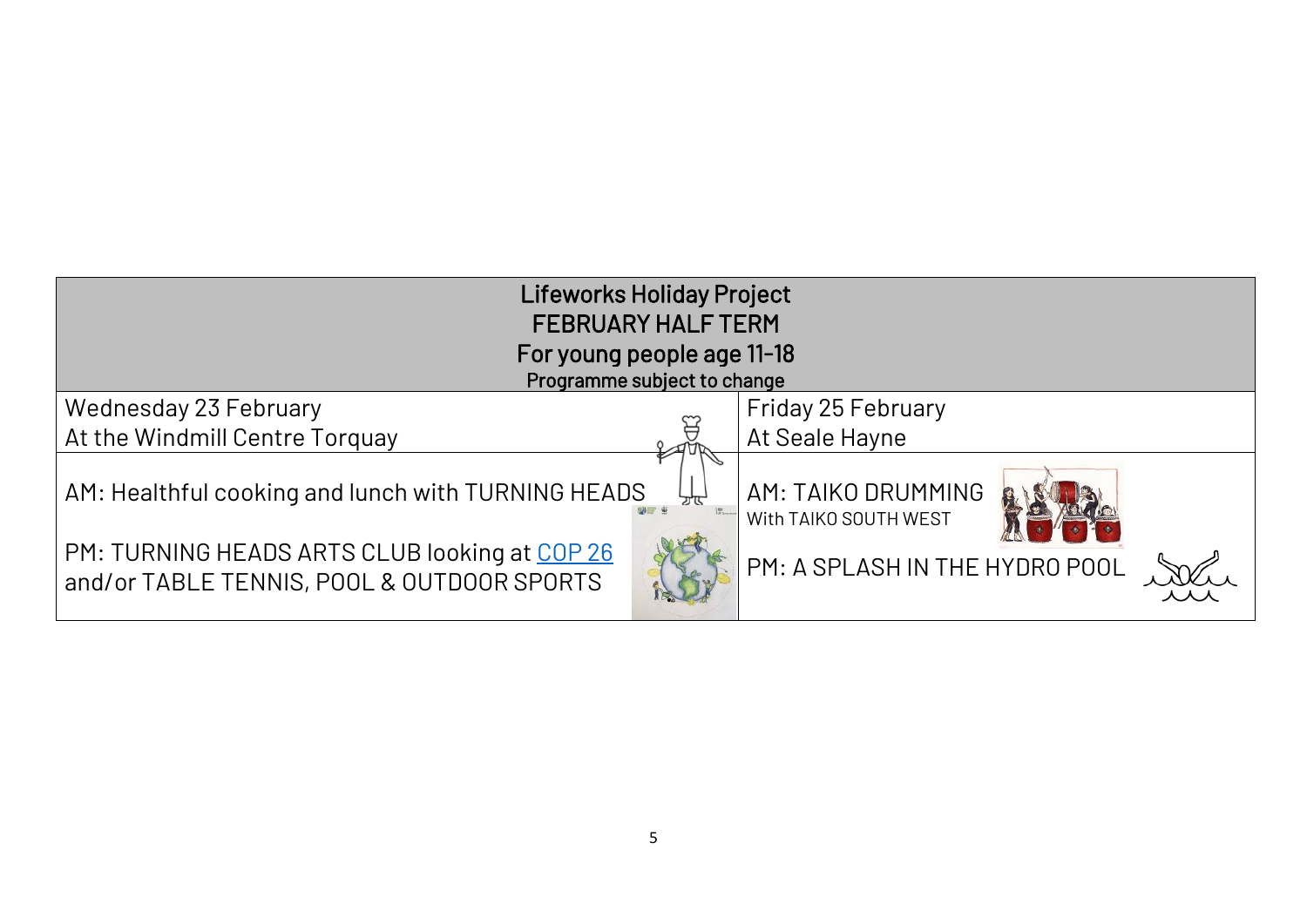| Lifeworks Holiday Project<br>FEBRUARY HALF TERM<br>For young people age 11-18<br>Programme subject to change | |
|---|---|
| Wednesday 23 February<br>At the Windmill Centre Torquay | Friday 25 February<br>At Seale Hayne |
| AM: Healthful cooking and lunch with TURNING HEADS<br><br>PM: TURNING HEADS ARTS CLUB looking at [COP 26]<br>and/or TABLE TENNIS, POOL & OUTDOOR SPORTS | AM: TAIKO DRUMMING<br>With TAIKO SOUTH WEST<br><br>PM: A SPLASH IN THE HYDRO POOL |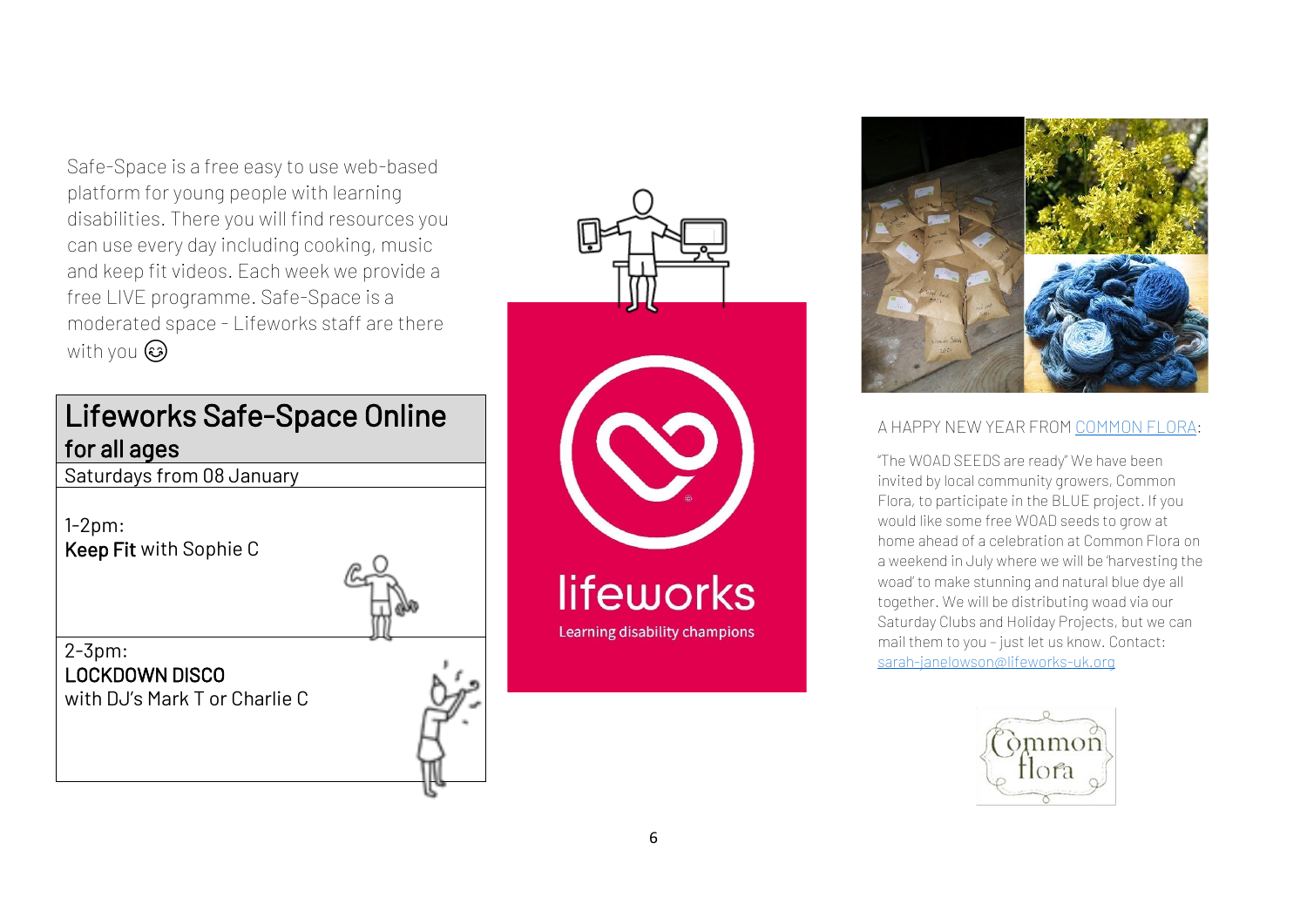Safe-Space is a free easy to use web-based platform for young people with learning disabilities. There you will find resources you can use every day including cooking, music and keep fit videos. Each week we provide a free LIVE programme. Safe-Space is a moderated space - Lifeworks staff are there with you 😌

## Lifeworks Safe-Space Online for all ages

Saturdays from 08 January

1-2pm:
**Keep Fit** with Sophie C

2-3pm:
**LOCKDOWN DISCO**
with DJ's Mark T or Charlie C

lifeworks
Learning disability champions

A HAPPY NEW YEAR FROM COMMON FLORA:

"The WOAD SEEDS are ready" We have been invited by local community growers, Common Flora, to participate in the BLUE project. If you would like some free WOAD seeds to grow at home ahead of a celebration at Common Flora on a weekend in July where we will be 'harvesting the woad' to make stunning and natural blue dye all together. We will be distributing woad via our Saturday Clubs and Holiday Projects, but we can mail them to you - just let us know. Contact: sarah-janelowson@lifeworks-uk.org

Common flora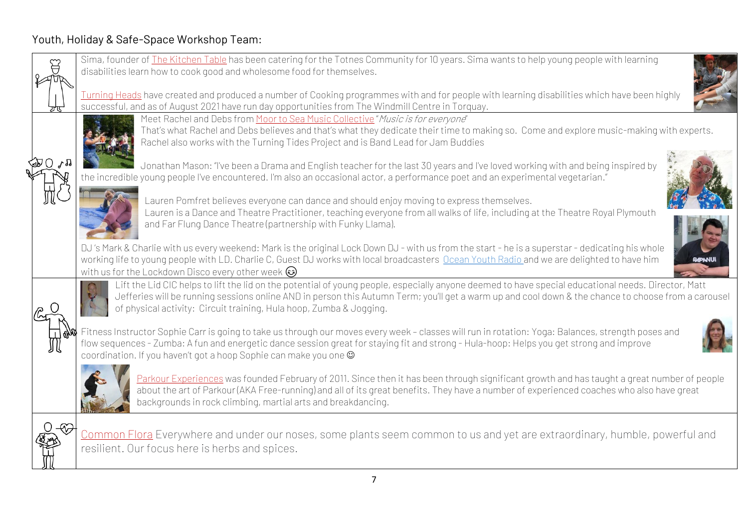## Youth, Holiday & Safe-Space Workshop Team:

Sima, founder of The Kitchen Table has been catering for the Totnes Community for 10 years. Sima wants to help young people with learning disabilities learn how to cook good and wholesome food for themselves.

Turning Heads have created and produced a number of Cooking programmes with and for people with learning disabilities which have been highly successful, and as of August 2021 have run day opportunities from The Windmill Centre in Torquay.

---

Meet Rachel and Debs from Moor to Sea Music Collective "*Music is for everyone*"
That's what Rachel and Debs believes and that's what they dedicate their time to making so. Come and explore music-making with experts. Rachel also works with the Turning Tides Project and is Band Lead for Jam Buddies

Jonathan Mason: "I've been a Drama and English teacher for the last 30 years and I've loved working with and being inspired by the incredible young people I've encountered. I'm also an occasional actor, a performance poet and an experimental vegetarian."

Lauren Pomfret believes everyone can dance and should enjoy moving to express themselves.
Lauren is a Dance and Theatre Practitioner, teaching everyone from all walks of life, including at the Theatre Royal Plymouth and Far Flung Dance Theatre (partnership with Funky Llama).

DJ 's Mark & Charlie with us every weekend: Mark is the original Lock Down DJ - with us from the start - he is a superstar - dedicating his whole working life to young people with LD. Charlie C, Guest DJ works with local broadcasters Ocean Youth Radio and we are delighted to have him with us for the Lockdown Disco every other week 😉

---

Lift the Lid CIC helps to lift the lid on the potential of young people, especially anyone deemed to have special educational needs. Director, Matt Jefferies will be running sessions online AND in person this Autumn Term; you'll get a warm up and cool down & the chance to choose from a carousel of physical activity: Circuit training, Hula hoop, Zumba & Jogging.

Fitness Instructor Sophie Carr is going to take us through our moves every week – classes will run in rotation: Yoga: Balances, strength poses and flow sequences - Zumba: A fun and energetic dance session great for staying fit and strong - Hula-hoop: Helps you get strong and improve coordination. If you haven't got a hoop Sophie can make you one ☺

Parkour Experiences was founded February of 2011. Since then it has been through significant growth and has taught a great number of people about the art of Parkour (AKA Free-running) and all of its great benefits. They have a number of experienced coaches who also have great backgrounds in rock climbing, martial arts and breakdancing.

---

Common Flora Everywhere and under our noses, some plants seem common to us and yet are extraordinary, humble, powerful and resilient. Our focus here is herbs and spices.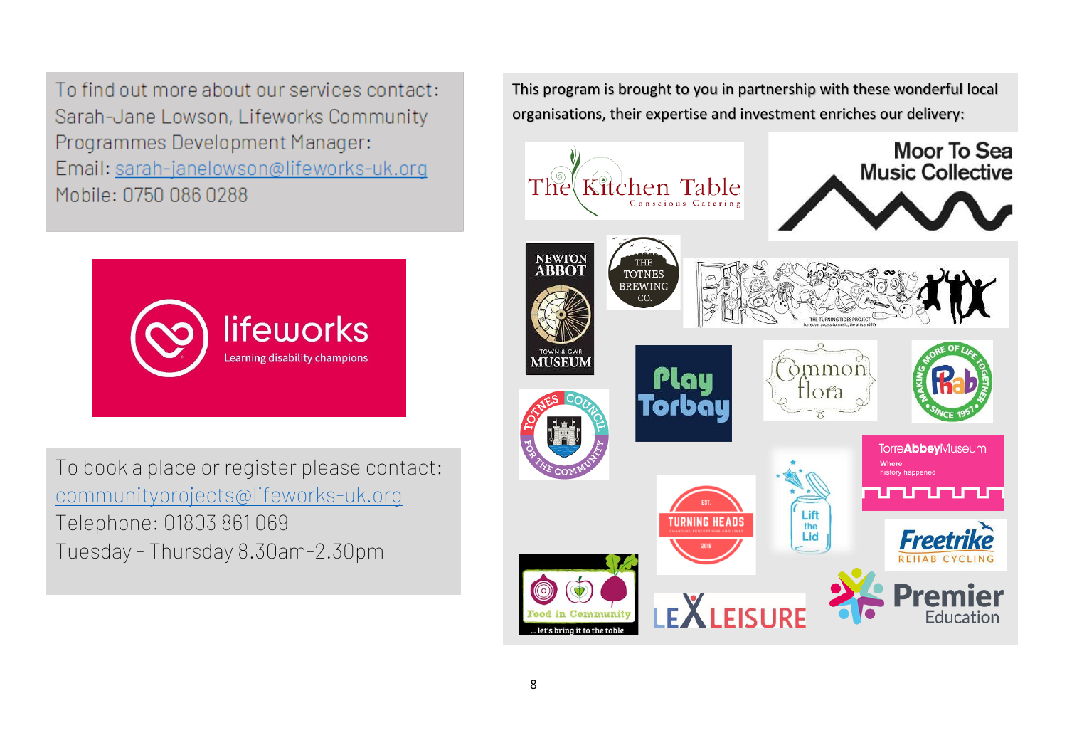To find out more about our services contact:
Sarah-Jane Lowson, Lifeworks Community Programmes Development Manager:
Email: sarah-janelowson@lifeworks-uk.org
Mobile: 0750 086 0288

lifeworks
Learning disability champions

To book a place or register please contact:
communityprojects@lifeworks-uk.org
Telephone: 01803 861 069
Tuesday - Thursday 8.30am-2.30pm

This program is brought to you in partnership with these wonderful local organisations, their expertise and investment enriches our delivery:

The Kitchen Table Conscious Catering

Moor To Sea Music Collective

Newton Abbot Town & GWR Museum

The Totnes Brewing Co.

The Turning Tides Project

Play Torbay

Common Flora

Rab – Making More of Life Together – Since 1957

Totnes Council – For the Community

Torre Abbey Museum – Where history happened

Turning Heads – Est. 2018

Lift the Lid

Freetrike Rehab Cycling

Food in Community … let's bring it to the table

LEX Leisure

Premier Education